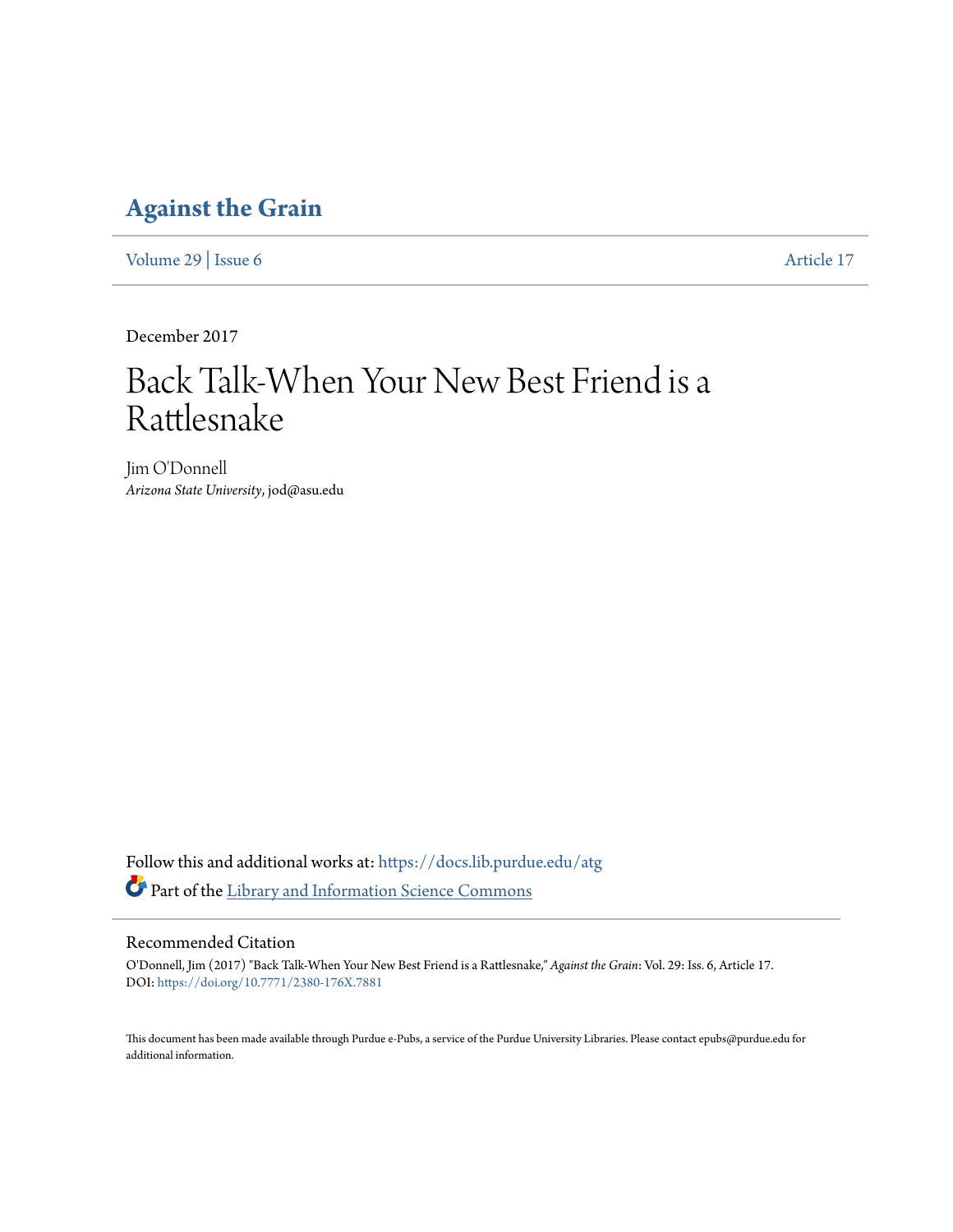# Against the Grain

Volume 29 | Issue 6 Article 17

December 2017

# Back Talk-When Your New Best Friend is a Rattlesnake

Jim O'Donnell
*Arizona State University*, jod@asu.edu

Follow this and additional works at: https://docs.lib.purdue.edu/atg

Part of the Library and Information Science Commons

## Recommended Citation

O'Donnell, Jim (2017) "Back Talk-When Your New Best Friend is a Rattlesnake," *Against the Grain*: Vol. 29: Iss. 6, Article 17.
DOI: https://doi.org/10.7771/2380-176X.7881

This document has been made available through Purdue e-Pubs, a service of the Purdue University Libraries. Please contact epubs@purdue.edu for additional information.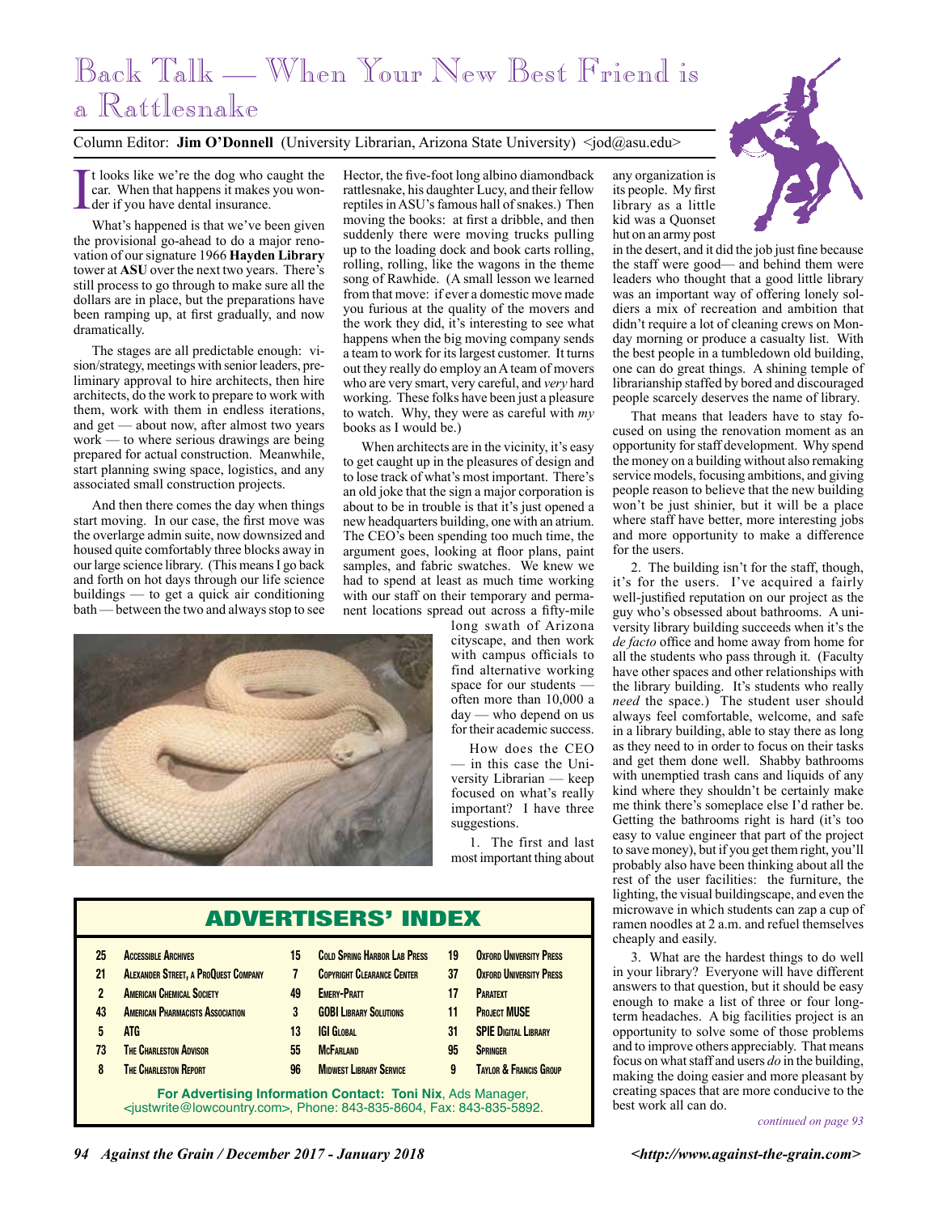# Back Talk — When Your New Best Friend is a Rattlesnake

Column Editor: **Jim O'Donnell** (University Librarian, Arizona State University) <jod@asu.edu>

It looks like we're the dog who caught the car. When that happens it makes you wonder if you have dental insurance.

What's happened is that we've been given the provisional go-ahead to do a major renovation of our signature 1966 **Hayden Library** tower at **ASU** over the next two years. There's still process to go through to make sure all the dollars are in place, but the preparations have been ramping up, at first gradually, and now dramatically.

The stages are all predictable enough: vision/strategy, meetings with senior leaders, preliminary approval to hire architects, then hire architects, do the work to prepare to work with them, work with them in endless iterations, and get — about now, after almost two years work — to where serious drawings are being prepared for actual construction. Meanwhile, start planning swing space, logistics, and any associated small construction projects.

And then there comes the day when things start moving. In our case, the first move was the overlarge admin suite, now downsized and housed quite comfortably three blocks away in our large science library. (This means I go back and forth on hot days through our life science buildings — to get a quick air conditioning bath — between the two and always stop to see Hector, the five-foot long albino diamondback rattlesnake, his daughter Lucy, and their fellow reptiles in ASU's famous hall of snakes.) Then moving the books: at first a dribble, and then suddenly there were moving trucks pulling up to the loading dock and book carts rolling, rolling, rolling, like the wagons in the theme song of Rawhide. (A small lesson we learned from that move: if ever a domestic move made you furious at the quality of the movers and the work they did, it's interesting to see what happens when the big moving company sends a team to work for its largest customer. It turns out they really do employ an A team of movers who are very smart, very careful, and *very* hard working. These folks have been just a pleasure to watch. Why, they were as careful with *my* books as I would be.)

When architects are in the vicinity, it's easy to get caught up in the pleasures of design and to lose track of what's most important. There's an old joke that the sign a major corporation is about to be in trouble is that it's just opened a new headquarters building, one with an atrium. The CEO's been spending too much time, the argument goes, looking at floor plans, paint samples, and fabric swatches. We knew we had to spend at least as much time working with our staff on their temporary and permanent locations spread out across a fifty-mile long swath of Arizona cityscape, and then work with campus officials to find alternative working space for our students — often more than 10,000 a day — who depend on us for their academic success.

How does the CEO — in this case the University Librarian — keep focused on what's really important? I have three suggestions.

1. The first and last most important thing about any organization is its people. My first library as a little kid was a Quonset hut on an army post in the desert, and it did the job just fine because the staff were good— and behind them were leaders who thought that a good little library was an important way of offering lonely soldiers a mix of recreation and ambition that didn't require a lot of cleaning crews on Monday morning or produce a casualty list. With the best people in a tumbledown old building, one can do great things. A shining temple of librarianship staffed by bored and discouraged people scarcely deserves the name of library.

That means that leaders have to stay focused on using the renovation moment as an opportunity for staff development. Why spend the money on a building without also remaking service models, focusing ambitions, and giving people reason to believe that the new building won't be just shinier, but it will be a place where staff have better, more interesting jobs and more opportunity to make a difference for the users.

2. The building isn't for the staff, though, it's for the users. I've acquired a fairly well-justified reputation on our project as the guy who's obsessed about bathrooms. A university library building succeeds when it's the *de facto* office and home away from home for all the students who pass through it. (Faculty have other spaces and other relationships with the library building. It's students who really *need* the space.) The student user should always feel comfortable, welcome, and safe in a library building, able to stay there as long as they need to in order to focus on their tasks and get them done well. Shabby bathrooms with unemptied trash cans and liquids of any kind where they shouldn't be certainly make me think there's someplace else I'd rather be. Getting the bathrooms right is hard (it's too easy to value engineer that part of the project to save money), but if you get them right, you'll probably also have been thinking about all the rest of the user facilities: the furniture, the lighting, the visual buildingscape, and even the microwave in which students can zap a cup of ramen noodles at 2 a.m. and refuel themselves cheaply and easily.

3. What are the hardest things to do well in your library? Everyone will have different answers to that question, but it should be easy enough to make a list of three or four long-term headaches. A big facilities project is an opportunity to solve some of those problems and to improve others appreciably. That means focus on what staff and users *do* in the building, making the doing easier and more pleasant by creating spaces that are more conducive to the best work all can do.

*continued on page 93*

## ADVERTISERS' INDEX

| Page | Advertiser | Page | Advertiser | Page | Advertiser |
|---|---|---|---|---|---|
| 25 | Accessible Archives | 15 | Cold Spring Harbor Lab Press | 19 | Oxford University Press |
| 21 | Alexander Street, a ProQuest Company | 7 | Copyright Clearance Center | 37 | Oxford University Press |
| 2 | American Chemical Society | 49 | Emery-Pratt | 17 | Paratext |
| 43 | American Pharmacists Association | 3 | GOBI Library Solutions | 11 | Project MUSE |
| 5 | ATG | 13 | IGI Global | 31 | SPIE Digital Library |
| 73 | The Charleston Advisor | 55 | McFarland | 95 | Springer |
| 8 | The Charleston Report | 96 | Midwest Library Service | 9 | Taylor & Francis Group |

**For Advertising Information Contact: Toni Nix**, Ads Manager, <justwrite@lowcountry.com>, Phone: 843-835-8604, Fax: 843-835-5892.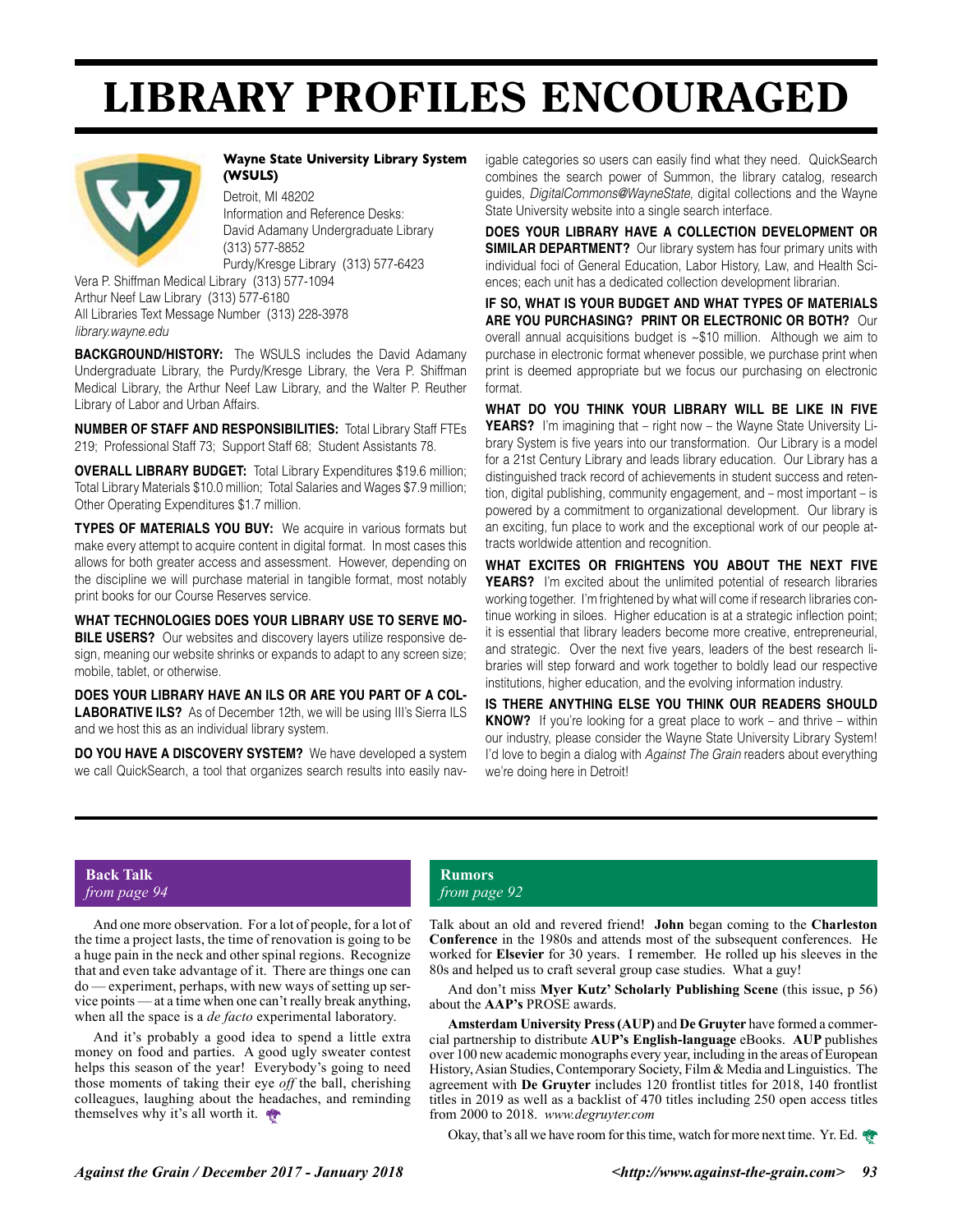# LIBRARY PROFILES ENCOURAGED

**Wayne State University Library System (WSULS)**

Detroit, MI 48202
Information and Reference Desks:
David Adamany Undergraduate Library (313) 577-8852
Purdy/Kresge Library (313) 577-6423
Vera P. Shiffman Medical Library (313) 577-1094
Arthur Neef Law Library (313) 577-6180
All Libraries Text Message Number (313) 228-3978
*library.wayne.edu*

**BACKGROUND/HISTORY:** The WSULS includes the David Adamany Undergraduate Library, the Purdy/Kresge Library, the Vera P. Shiffman Medical Library, the Arthur Neef Law Library, and the Walter P. Reuther Library of Labor and Urban Affairs.

**NUMBER OF STAFF AND RESPONSIBILITIES:** Total Library Staff FTEs 219; Professional Staff 73; Support Staff 68; Student Assistants 78.

**OVERALL LIBRARY BUDGET:** Total Library Expenditures $19.6 million; Total Library Materials $10.0 million; Total Salaries and Wages $7.9 million; Other Operating Expenditures $1.7 million.

**TYPES OF MATERIALS YOU BUY:** We acquire in various formats but make every attempt to acquire content in digital format. In most cases this allows for both greater access and assessment. However, depending on the discipline we will purchase material in tangible format, most notably print books for our Course Reserves service.

**WHAT TECHNOLOGIES DOES YOUR LIBRARY USE TO SERVE MOBILE USERS?** Our websites and discovery layers utilize responsive design, meaning our website shrinks or expands to adapt to any screen size; mobile, tablet, or otherwise.

**DOES YOUR LIBRARY HAVE AN ILS OR ARE YOU PART OF A COLLABORATIVE ILS?** As of December 12th, we will be using III's Sierra ILS and we host this as an individual library system.

**DO YOU HAVE A DISCOVERY SYSTEM?** We have developed a system we call QuickSearch, a tool that organizes search results into easily navigable categories so users can easily find what they need. QuickSearch combines the search power of Summon, the library catalog, research guides, *DigitalCommons@WayneState*, digital collections and the Wayne State University website into a single search interface.

**DOES YOUR LIBRARY HAVE A COLLECTION DEVELOPMENT OR SIMILAR DEPARTMENT?** Our library system has four primary units with individual foci of General Education, Labor History, Law, and Health Sciences; each unit has a dedicated collection development librarian.

**IF SO, WHAT IS YOUR BUDGET AND WHAT TYPES OF MATERIALS ARE YOU PURCHASING? PRINT OR ELECTRONIC OR BOTH?** Our overall annual acquisitions budget is ~$10 million. Although we aim to purchase in electronic format whenever possible, we purchase print when print is deemed appropriate but we focus our purchasing on electronic format.

**WHAT DO YOU THINK YOUR LIBRARY WILL BE LIKE IN FIVE YEARS?** I'm imagining that – right now – the Wayne State University Library System is five years into our transformation. Our Library is a model for a 21st Century Library and leads library education. Our Library has a distinguished track record of achievements in student success and retention, digital publishing, community engagement, and – most important – is powered by a commitment to organizational development. Our library is an exciting, fun place to work and the exceptional work of our people attracts worldwide attention and recognition.

**WHAT EXCITES OR FRIGHTENS YOU ABOUT THE NEXT FIVE YEARS?** I'm excited about the unlimited potential of research libraries working together. I'm frightened by what will come if research libraries continue working in siloes. Higher education is at a strategic inflection point; it is essential that library leaders become more creative, entrepreneurial, and strategic. Over the next five years, leaders of the best research libraries will step forward and work together to boldly lead our respective institutions, higher education, and the evolving information industry.

**IS THERE ANYTHING ELSE YOU THINK OUR READERS SHOULD KNOW?** If you're looking for a great place to work – and thrive – within our industry, please consider the Wayne State University Library System! I'd love to begin a dialog with *Against The Grain* readers about everything we're doing here in Detroit!

---

**Back Talk**
*from page 94*

And one more observation. For a lot of people, for a lot of the time a project lasts, the time of renovation is going to be a huge pain in the neck and other spinal regions. Recognize that and even take advantage of it. There are things one can do — experiment, perhaps, with new ways of setting up service points — at a time when one can't really break anything, when all the space is a *de facto* experimental laboratory.

And it's probably a good idea to spend a little extra money on food and parties. A good ugly sweater contest helps this season of the year! Everybody's going to need those moments of taking their eye *off* the ball, cherishing colleagues, laughing about the headaches, and reminding themselves why it's all worth it.

---

**Rumors**
*from page 92*

Talk about an old and revered friend! **John** began coming to the **Charleston Conference** in the 1980s and attends most of the subsequent conferences. He worked for **Elsevier** for 30 years. I remember. He rolled up his sleeves in the 80s and helped us to craft several group case studies. What a guy!

And don't miss **Myer Kutz' Scholarly Publishing Scene** (this issue, p 56) about the **AAP's** PROSE awards.

**Amsterdam University Press (AUP)** and **De Gruyter** have formed a commercial partnership to distribute **AUP's English-language** eBooks. **AUP** publishes over 100 new academic monographs every year, including in the areas of European History, Asian Studies, Contemporary Society, Film & Media and Linguistics. The agreement with **De Gruyter** includes 120 frontlist titles for 2018, 140 frontlist titles in 2019 as well as a backlist of 470 titles including 250 open access titles from 2000 to 2018. *www.degruyter.com*

Okay, that's all we have room for this time, watch for more next time. Yr. Ed.